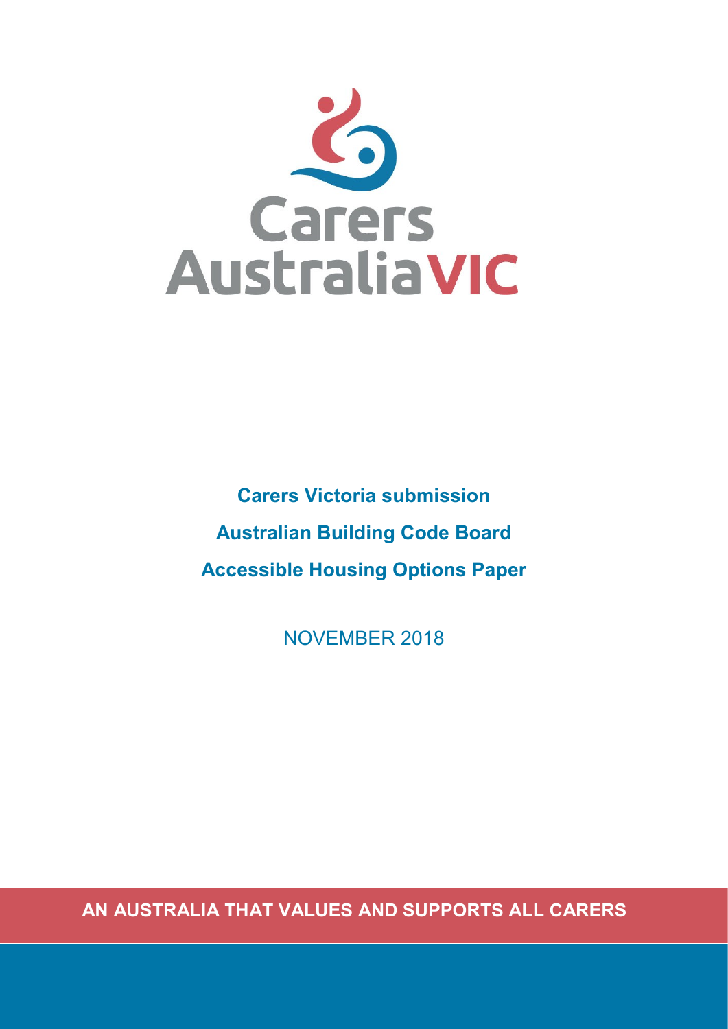Carers Australia VIC

# Carers Victoria submission

# Australian Building Code Board

# Accessible Housing Options Paper

NOVEMBER 2018

**AN AUSTRALIA THAT VALUES AND SUPPORTS ALL CARERS**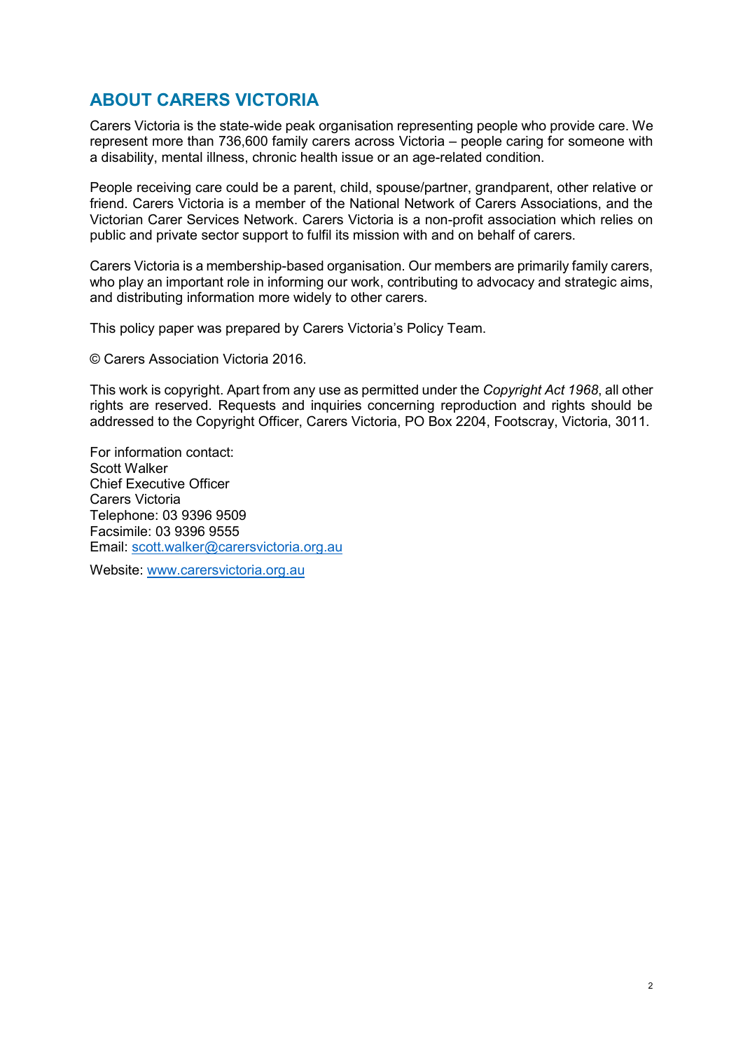## ABOUT CARERS VICTORIA

Carers Victoria is the state-wide peak organisation representing people who provide care. We represent more than 736,600 family carers across Victoria – people caring for someone with a disability, mental illness, chronic health issue or an age-related condition.

People receiving care could be a parent, child, spouse/partner, grandparent, other relative or friend. Carers Victoria is a member of the National Network of Carers Associations, and the Victorian Carer Services Network. Carers Victoria is a non-profit association which relies on public and private sector support to fulfil its mission with and on behalf of carers.

Carers Victoria is a membership-based organisation. Our members are primarily family carers, who play an important role in informing our work, contributing to advocacy and strategic aims, and distributing information more widely to other carers.

This policy paper was prepared by Carers Victoria's Policy Team.

© Carers Association Victoria 2016.

This work is copyright. Apart from any use as permitted under the *Copyright Act 1968*, all other rights are reserved. Requests and inquiries concerning reproduction and rights should be addressed to the Copyright Officer, Carers Victoria, PO Box 2204, Footscray, Victoria, 3011.

For information contact:
Scott Walker
Chief Executive Officer
Carers Victoria
Telephone: 03 9396 9509
Facsimile: 03 9396 9555
Email: [scott.walker@carersvictoria.org.au](mailto:scott.walker@carersvictoria.org.au)

Website: [www.carersvictoria.org.au](http://www.carersvictoria.org.au)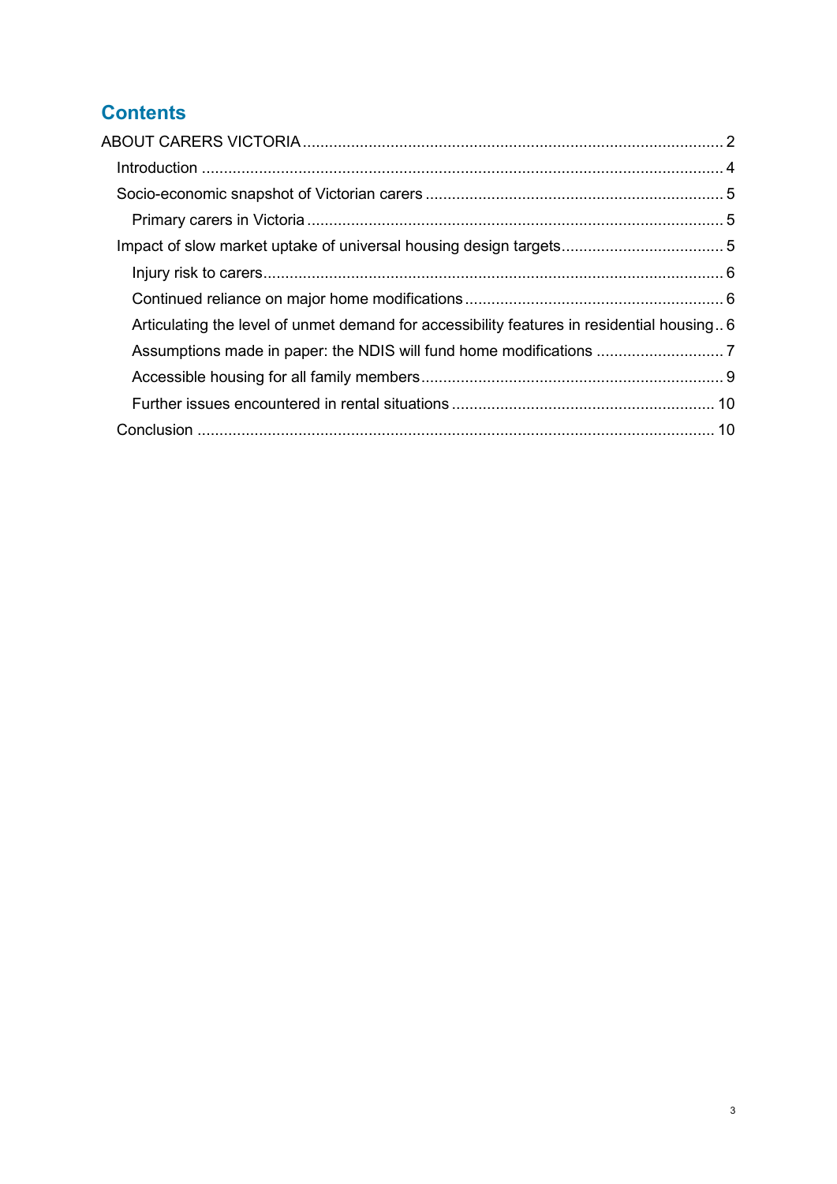## Contents

- ABOUT CARERS VICTORIA ........ 2
  - Introduction ........ 4
  - Socio-economic snapshot of Victorian carers ........ 5
    - Primary carers in Victoria ........ 5
  - Impact of slow market uptake of universal housing design targets ........ 5
    - Injury risk to carers ........ 6
    - Continued reliance on major home modifications ........ 6
    - Articulating the level of unmet demand for accessibility features in residential housing ........ 6
    - Assumptions made in paper: the NDIS will fund home modifications ........ 7
    - Accessible housing for all family members ........ 9
    - Further issues encountered in rental situations ........ 10
  - Conclusion ........ 10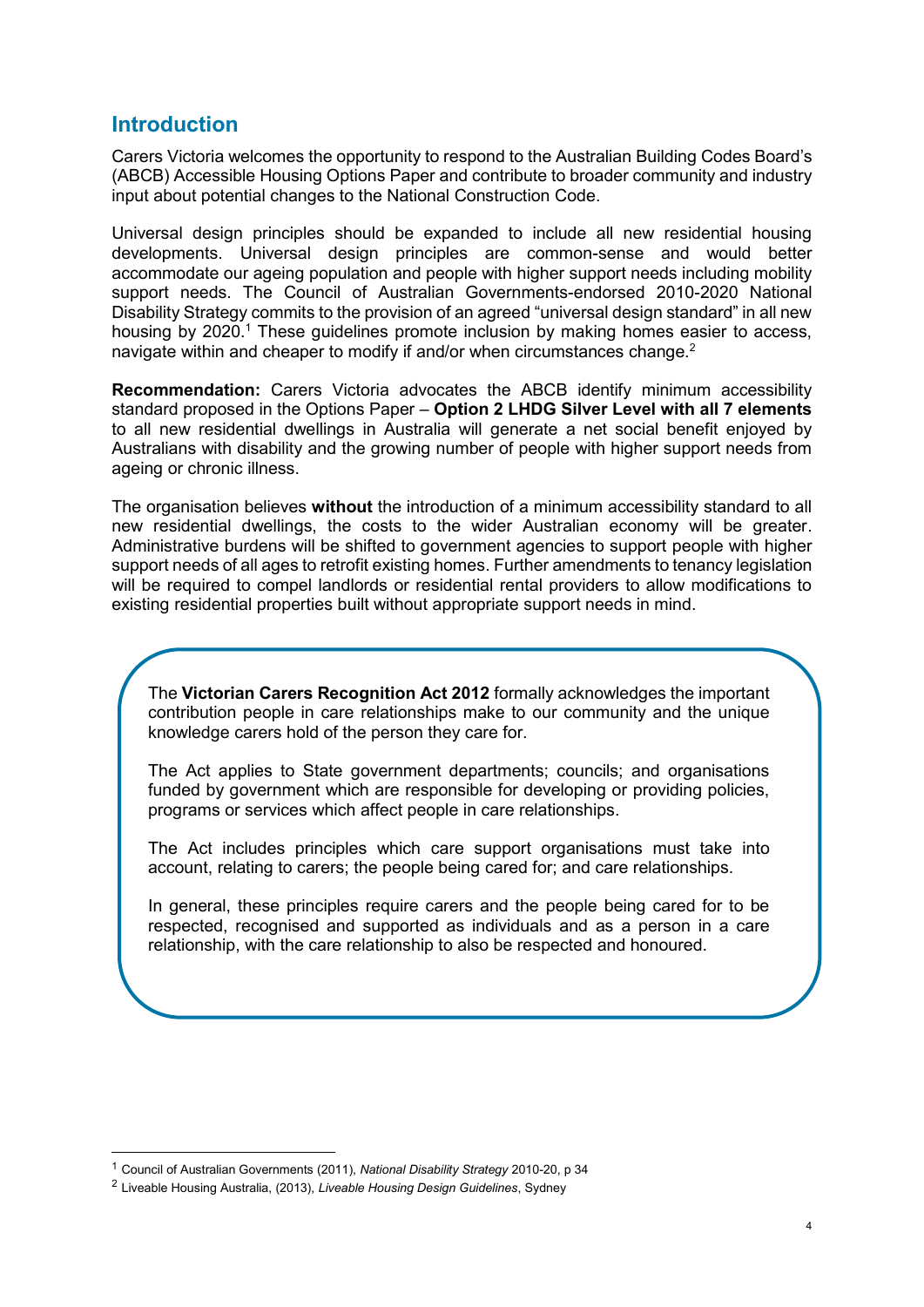## Introduction

Carers Victoria welcomes the opportunity to respond to the Australian Building Codes Board's (ABCB) Accessible Housing Options Paper and contribute to broader community and industry input about potential changes to the National Construction Code.

Universal design principles should be expanded to include all new residential housing developments. Universal design principles are common-sense and would better accommodate our ageing population and people with higher support needs including mobility support needs. The Council of Australian Governments-endorsed 2010-2020 National Disability Strategy commits to the provision of an agreed "universal design standard" in all new housing by 2020.[1] These guidelines promote inclusion by making homes easier to access, navigate within and cheaper to modify if and/or when circumstances change.[2]

**Recommendation:** Carers Victoria advocates the ABCB identify minimum accessibility standard proposed in the Options Paper – **Option 2 LHDG Silver Level with all 7 elements** to all new residential dwellings in Australia will generate a net social benefit enjoyed by Australians with disability and the growing number of people with higher support needs from ageing or chronic illness.

The organisation believes **without** the introduction of a minimum accessibility standard to all new residential dwellings, the costs to the wider Australian economy will be greater. Administrative burdens will be shifted to government agencies to support people with higher support needs of all ages to retrofit existing homes. Further amendments to tenancy legislation will be required to compel landlords or residential rental providers to allow modifications to existing residential properties built without appropriate support needs in mind.

> The **Victorian Carers Recognition Act 2012** formally acknowledges the important contribution people in care relationships make to our community and the unique knowledge carers hold of the person they care for.
>
> The Act applies to State government departments; councils; and organisations funded by government which are responsible for developing or providing policies, programs or services which affect people in care relationships.
>
> The Act includes principles which care support organisations must take into account, relating to carers; the people being cared for; and care relationships.
>
> In general, these principles require carers and the people being cared for to be respected, recognised and supported as individuals and as a person in a care relationship, with the care relationship to also be respected and honoured.

---

[1] Council of Australian Governments (2011), *National Disability Strategy* 2010-20, p 34

[2] Liveable Housing Australia, (2013), *Liveable Housing Design Guidelines*, Sydney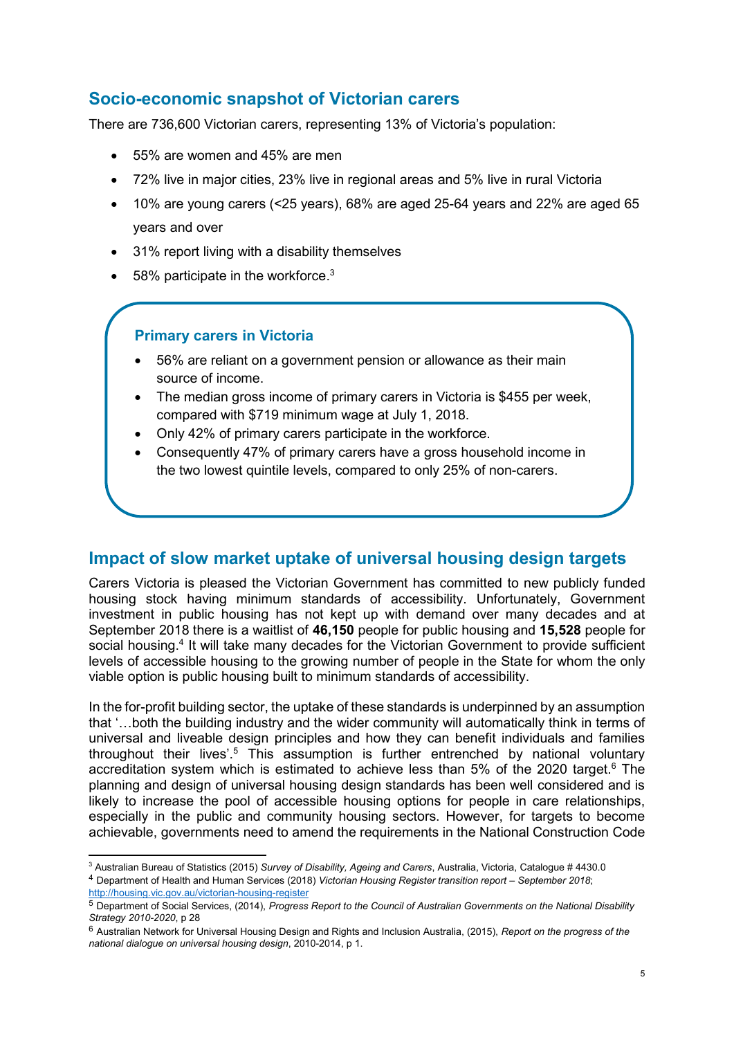## Socio-economic snapshot of Victorian carers

There are 736,600 Victorian carers, representing 13% of Victoria's population:

- 55% are women and 45% are men
- 72% live in major cities, 23% live in regional areas and 5% live in rural Victoria
- 10% are young carers (<25 years), 68% are aged 25-64 years and 22% are aged 65 years and over
- 31% report living with a disability themselves
- 58% participate in the workforce.[3]

### Primary carers in Victoria

- 56% are reliant on a government pension or allowance as their main source of income.
- The median gross income of primary carers in Victoria is $455 per week, compared with $719 minimum wage at July 1, 2018.
- Only 42% of primary carers participate in the workforce.
- Consequently 47% of primary carers have a gross household income in the two lowest quintile levels, compared to only 25% of non-carers.

## Impact of slow market uptake of universal housing design targets

Carers Victoria is pleased the Victorian Government has committed to new publicly funded housing stock having minimum standards of accessibility. Unfortunately, Government investment in public housing has not kept up with demand over many decades and at September 2018 there is a waitlist of **46,150** people for public housing and **15,528** people for social housing.[4] It will take many decades for the Victorian Government to provide sufficient levels of accessible housing to the growing number of people in the State for whom the only viable option is public housing built to minimum standards of accessibility.

In the for-profit building sector, the uptake of these standards is underpinned by an assumption that '…both the building industry and the wider community will automatically think in terms of universal and liveable design principles and how they can benefit individuals and families throughout their lives'.[5] This assumption is further entrenched by national voluntary accreditation system which is estimated to achieve less than 5% of the 2020 target.[6] The planning and design of universal housing design standards has been well considered and is likely to increase the pool of accessible housing options for people in care relationships, especially in the public and community housing sectors. However, for targets to become achievable, governments need to amend the requirements in the National Construction Code

---

[3] Australian Bureau of Statistics (2015) *Survey of Disability, Ageing and Carers*, Australia, Victoria, Catalogue # 4430.0

[4] Department of Health and Human Services (2018) *Victorian Housing Register transition report – September 2018*; http://housing.vic.gov.au/victorian-housing-register

[5] Department of Social Services, (2014), *Progress Report to the Council of Australian Governments on the National Disability Strategy 2010-2020*, p 28

[6] Australian Network for Universal Housing Design and Rights and Inclusion Australia, (2015), *Report on the progress of the national dialogue on universal housing design*, 2010-2014, p 1.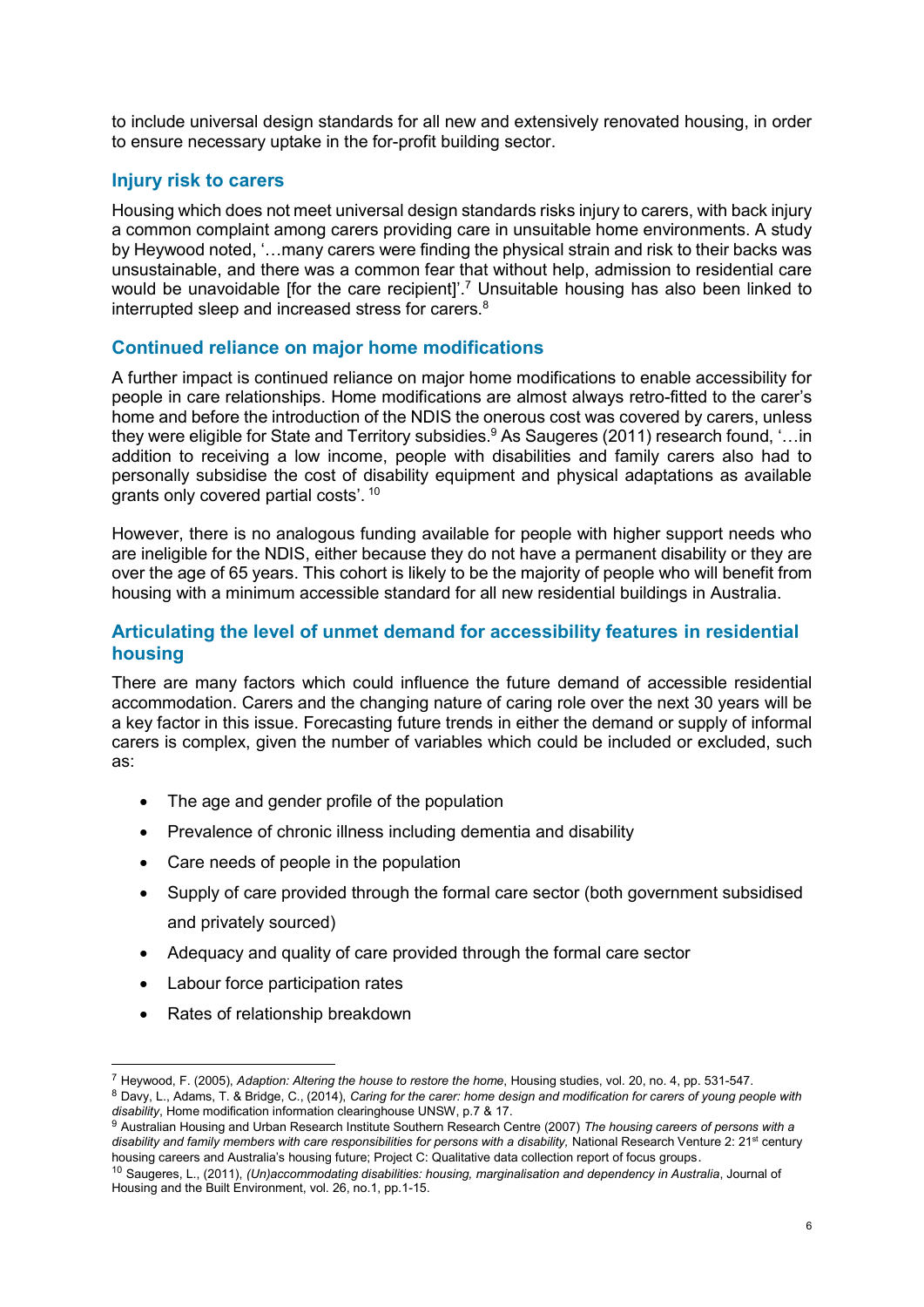to include universal design standards for all new and extensively renovated housing, in order to ensure necessary uptake in the for-profit building sector.

### Injury risk to carers

Housing which does not meet universal design standards risks injury to carers, with back injury a common complaint among carers providing care in unsuitable home environments. A study by Heywood noted, '…many carers were finding the physical strain and risk to their backs was unsustainable, and there was a common fear that without help, admission to residential care would be unavoidable [for the care recipient]'.[7] Unsuitable housing has also been linked to interrupted sleep and increased stress for carers.[8]

### Continued reliance on major home modifications

A further impact is continued reliance on major home modifications to enable accessibility for people in care relationships. Home modifications are almost always retro-fitted to the carer's home and before the introduction of the NDIS the onerous cost was covered by carers, unless they were eligible for State and Territory subsidies.[9] As Saugeres (2011) research found, '…in addition to receiving a low income, people with disabilities and family carers also had to personally subsidise the cost of disability equipment and physical adaptations as available grants only covered partial costs'. [10]

However, there is no analogous funding available for people with higher support needs who are ineligible for the NDIS, either because they do not have a permanent disability or they are over the age of 65 years. This cohort is likely to be the majority of people who will benefit from housing with a minimum accessible standard for all new residential buildings in Australia.

### Articulating the level of unmet demand for accessibility features in residential housing

There are many factors which could influence the future demand of accessible residential accommodation. Carers and the changing nature of caring role over the next 30 years will be a key factor in this issue. Forecasting future trends in either the demand or supply of informal carers is complex, given the number of variables which could be included or excluded, such as:

- The age and gender profile of the population
- Prevalence of chronic illness including dementia and disability
- Care needs of people in the population
- Supply of care provided through the formal care sector (both government subsidised and privately sourced)
- Adequacy and quality of care provided through the formal care sector
- Labour force participation rates
- Rates of relationship breakdown

---

[7] Heywood, F. (2005), *Adaption: Altering the house to restore the home*, Housing studies, vol. 20, no. 4, pp. 531-547.

[8] Davy, L., Adams, T. & Bridge, C., (2014), *Caring for the carer: home design and modification for carers of young people with disability*, Home modification information clearinghouse UNSW, p.7 & 17.

[9] Australian Housing and Urban Research Institute Southern Research Centre (2007) *The housing careers of persons with a disability and family members with care responsibilities for persons with a disability,* National Research Venture 2: 21st century housing careers and Australia's housing future; Project C: Qualitative data collection report of focus groups.

[10] Saugeres, L., (2011), *(Un)accommodating disabilities: housing, marginalisation and dependency in Australia*, Journal of Housing and the Built Environment, vol. 26, no.1, pp.1-15.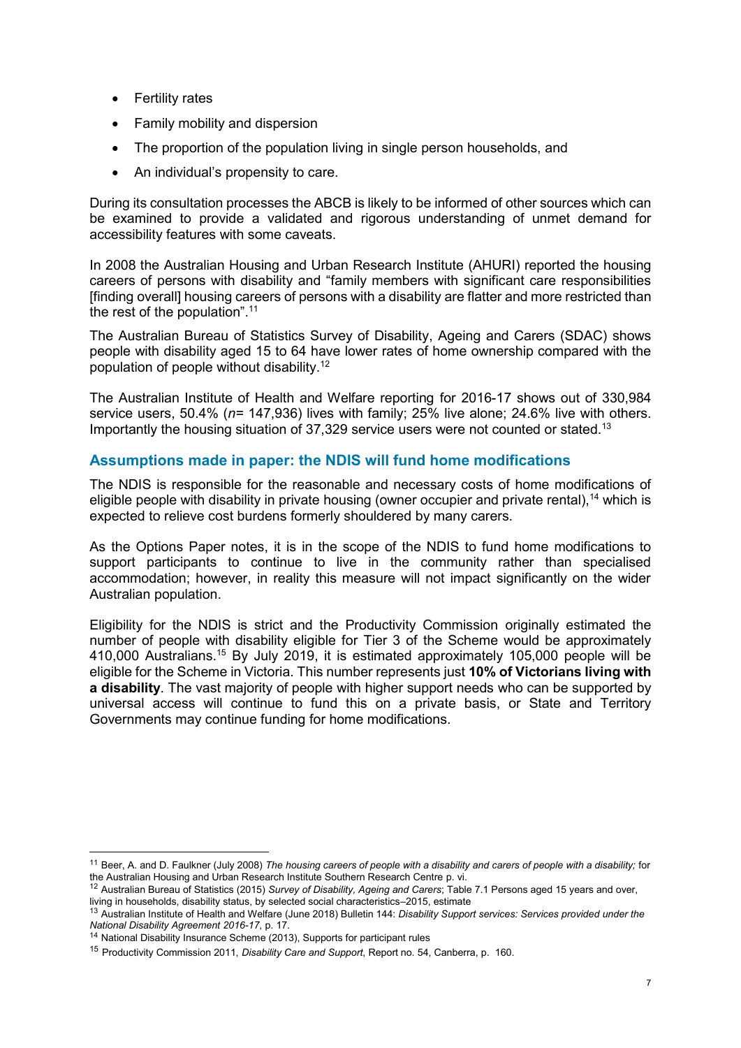- Fertility rates
- Family mobility and dispersion
- The proportion of the population living in single person households, and
- An individual's propensity to care.

During its consultation processes the ABCB is likely to be informed of other sources which can be examined to provide a validated and rigorous understanding of unmet demand for accessibility features with some caveats.

In 2008 the Australian Housing and Urban Research Institute (AHURI) reported the housing careers of persons with disability and "family members with significant care responsibilities [finding overall] housing careers of persons with a disability are flatter and more restricted than the rest of the population".[11]

The Australian Bureau of Statistics Survey of Disability, Ageing and Carers (SDAC) shows people with disability aged 15 to 64 have lower rates of home ownership compared with the population of people without disability.[12]

The Australian Institute of Health and Welfare reporting for 2016-17 shows out of 330,984 service users, 50.4% (*n*= 147,936) lives with family; 25% live alone; 24.6% live with others. Importantly the housing situation of 37,329 service users were not counted or stated.[13]

## Assumptions made in paper: the NDIS will fund home modifications

The NDIS is responsible for the reasonable and necessary costs of home modifications of eligible people with disability in private housing (owner occupier and private rental),[14] which is expected to relieve cost burdens formerly shouldered by many carers.

As the Options Paper notes, it is in the scope of the NDIS to fund home modifications to support participants to continue to live in the community rather than specialised accommodation; however, in reality this measure will not impact significantly on the wider Australian population.

Eligibility for the NDIS is strict and the Productivity Commission originally estimated the number of people with disability eligible for Tier 3 of the Scheme would be approximately 410,000 Australians.[15] By July 2019, it is estimated approximately 105,000 people will be eligible for the Scheme in Victoria. This number represents just **10% of Victorians living with a disability**. The vast majority of people with higher support needs who can be supported by universal access will continue to fund this on a private basis, or State and Territory Governments may continue funding for home modifications.

---

[11] Beer, A. and D. Faulkner (July 2008) *The housing careers of people with a disability and carers of people with a disability;* for the Australian Housing and Urban Research Institute Southern Research Centre p. vi.

[12] Australian Bureau of Statistics (2015) *Survey of Disability, Ageing and Carers*; Table 7.1 Persons aged 15 years and over, living in households, disability status, by selected social characteristics–2015, estimate

[13] Australian Institute of Health and Welfare (June 2018) Bulletin 144: *Disability Support services: Services provided under the National Disability Agreement 2016-17*, p. 17.

[14] National Disability Insurance Scheme (2013), Supports for participant rules

[15] Productivity Commission 2011, *Disability Care and Support*, Report no. 54, Canberra, p. 160.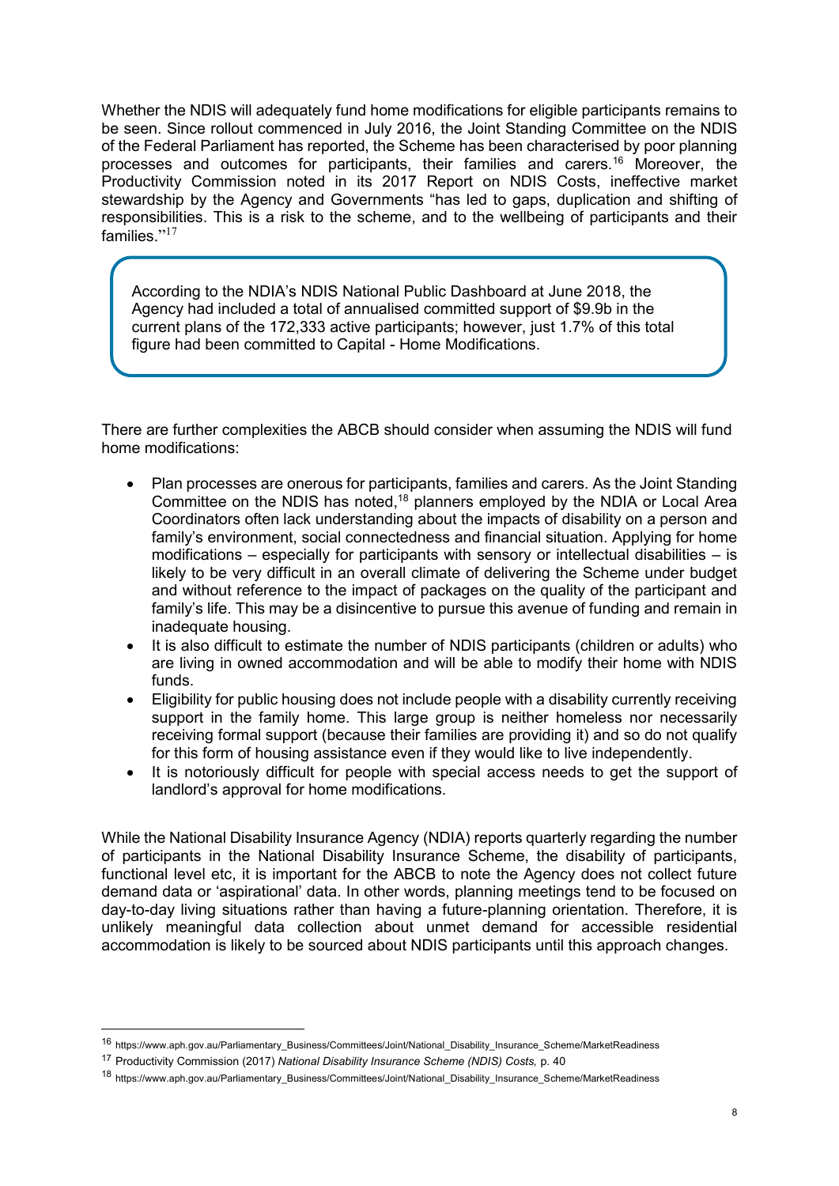Whether the NDIS will adequately fund home modifications for eligible participants remains to be seen. Since rollout commenced in July 2016, the Joint Standing Committee on the NDIS of the Federal Parliament has reported, the Scheme has been characterised by poor planning processes and outcomes for participants, their families and carers.[16] Moreover, the Productivity Commission noted in its 2017 Report on NDIS Costs, ineffective market stewardship by the Agency and Governments "has led to gaps, duplication and shifting of responsibilities. This is a risk to the scheme, and to the wellbeing of participants and their families."[17]

> According to the NDIA's NDIS National Public Dashboard at June 2018, the Agency had included a total of annualised committed support of $9.9b in the current plans of the 172,333 active participants; however, just 1.7% of this total figure had been committed to Capital - Home Modifications.

There are further complexities the ABCB should consider when assuming the NDIS will fund home modifications:

- Plan processes are onerous for participants, families and carers. As the Joint Standing Committee on the NDIS has noted,[18] planners employed by the NDIA or Local Area Coordinators often lack understanding about the impacts of disability on a person and family's environment, social connectedness and financial situation. Applying for home modifications – especially for participants with sensory or intellectual disabilities – is likely to be very difficult in an overall climate of delivering the Scheme under budget and without reference to the impact of packages on the quality of the participant and family's life. This may be a disincentive to pursue this avenue of funding and remain in inadequate housing.
- It is also difficult to estimate the number of NDIS participants (children or adults) who are living in owned accommodation and will be able to modify their home with NDIS funds.
- Eligibility for public housing does not include people with a disability currently receiving support in the family home. This large group is neither homeless nor necessarily receiving formal support (because their families are providing it) and so do not qualify for this form of housing assistance even if they would like to live independently.
- It is notoriously difficult for people with special access needs to get the support of landlord's approval for home modifications.

While the National Disability Insurance Agency (NDIA) reports quarterly regarding the number of participants in the National Disability Insurance Scheme, the disability of participants, functional level etc, it is important for the ABCB to note the Agency does not collect future demand data or 'aspirational' data. In other words, planning meetings tend to be focused on day-to-day living situations rather than having a future-planning orientation. Therefore, it is unlikely meaningful data collection about unmet demand for accessible residential accommodation is likely to be sourced about NDIS participants until this approach changes.

---

[16] https://www.aph.gov.au/Parliamentary_Business/Committees/Joint/National_Disability_Insurance_Scheme/MarketReadiness

[17] Productivity Commission (2017) *National Disability Insurance Scheme (NDIS) Costs,* p. 40

[18] https://www.aph.gov.au/Parliamentary_Business/Committees/Joint/National_Disability_Insurance_Scheme/MarketReadiness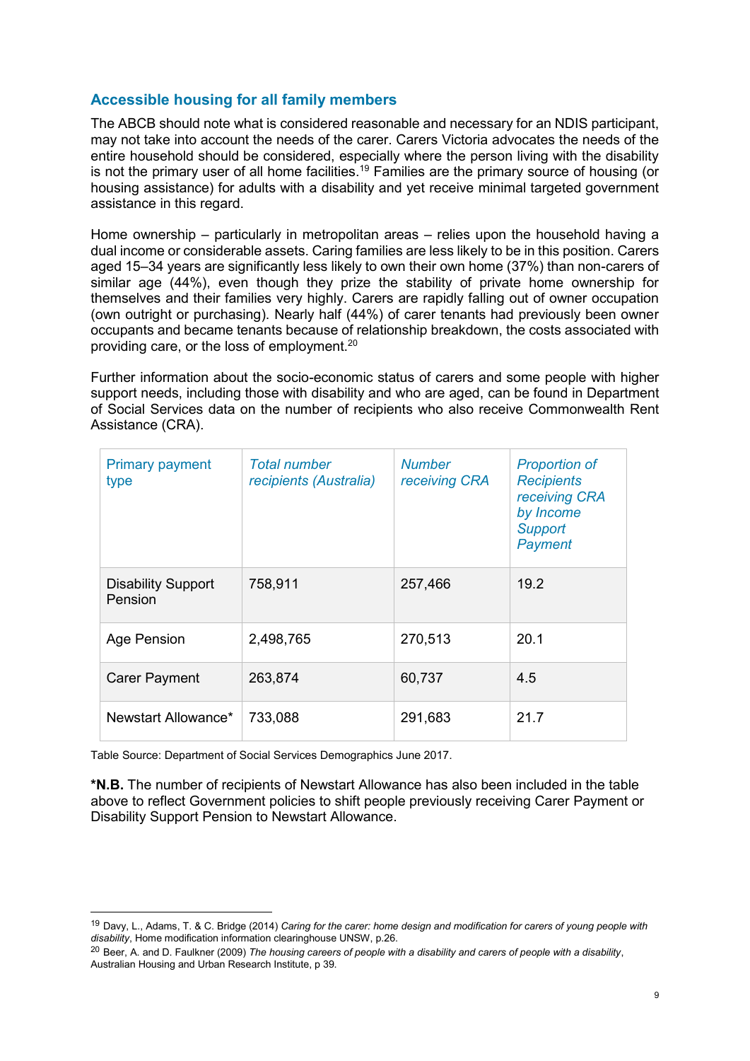## Accessible housing for all family members

The ABCB should note what is considered reasonable and necessary for an NDIS participant, may not take into account the needs of the carer. Carers Victoria advocates the needs of the entire household should be considered, especially where the person living with the disability is not the primary user of all home facilities.[19] Families are the primary source of housing (or housing assistance) for adults with a disability and yet receive minimal targeted government assistance in this regard.

Home ownership – particularly in metropolitan areas – relies upon the household having a dual income or considerable assets. Caring families are less likely to be in this position. Carers aged 15–34 years are significantly less likely to own their own home (37%) than non-carers of similar age (44%), even though they prize the stability of private home ownership for themselves and their families very highly. Carers are rapidly falling out of owner occupation (own outright or purchasing). Nearly half (44%) of carer tenants had previously been owner occupants and became tenants because of relationship breakdown, the costs associated with providing care, or the loss of employment.[20]

Further information about the socio-economic status of carers and some people with higher support needs, including those with disability and who are aged, can be found in Department of Social Services data on the number of recipients who also receive Commonwealth Rent Assistance (CRA).

| Primary payment type | *Total number recipients (Australia)* | *Number receiving CRA* | *Proportion of Recipients receiving CRA by Income Support Payment* |
|---|---|---|---|
| Disability Support Pension | 758,911 | 257,466 | 19.2 |
| Age Pension | 2,498,765 | 270,513 | 20.1 |
| Carer Payment | 263,874 | 60,737 | 4.5 |
| Newstart Allowance* | 733,088 | 291,683 | 21.7 |

Table Source: Department of Social Services Demographics June 2017.

***N.B.** The number of recipients of Newstart Allowance has also been included in the table above to reflect Government policies to shift people previously receiving Carer Payment or Disability Support Pension to Newstart Allowance.

[19] Davy, L., Adams, T. & C. Bridge (2014) *Caring for the carer: home design and modification for carers of young people with disability*, Home modification information clearinghouse UNSW, p.26.

[20] Beer, A. and D. Faulkner (2009) *The housing careers of people with a disability and carers of people with a disability*, Australian Housing and Urban Research Institute, p 39.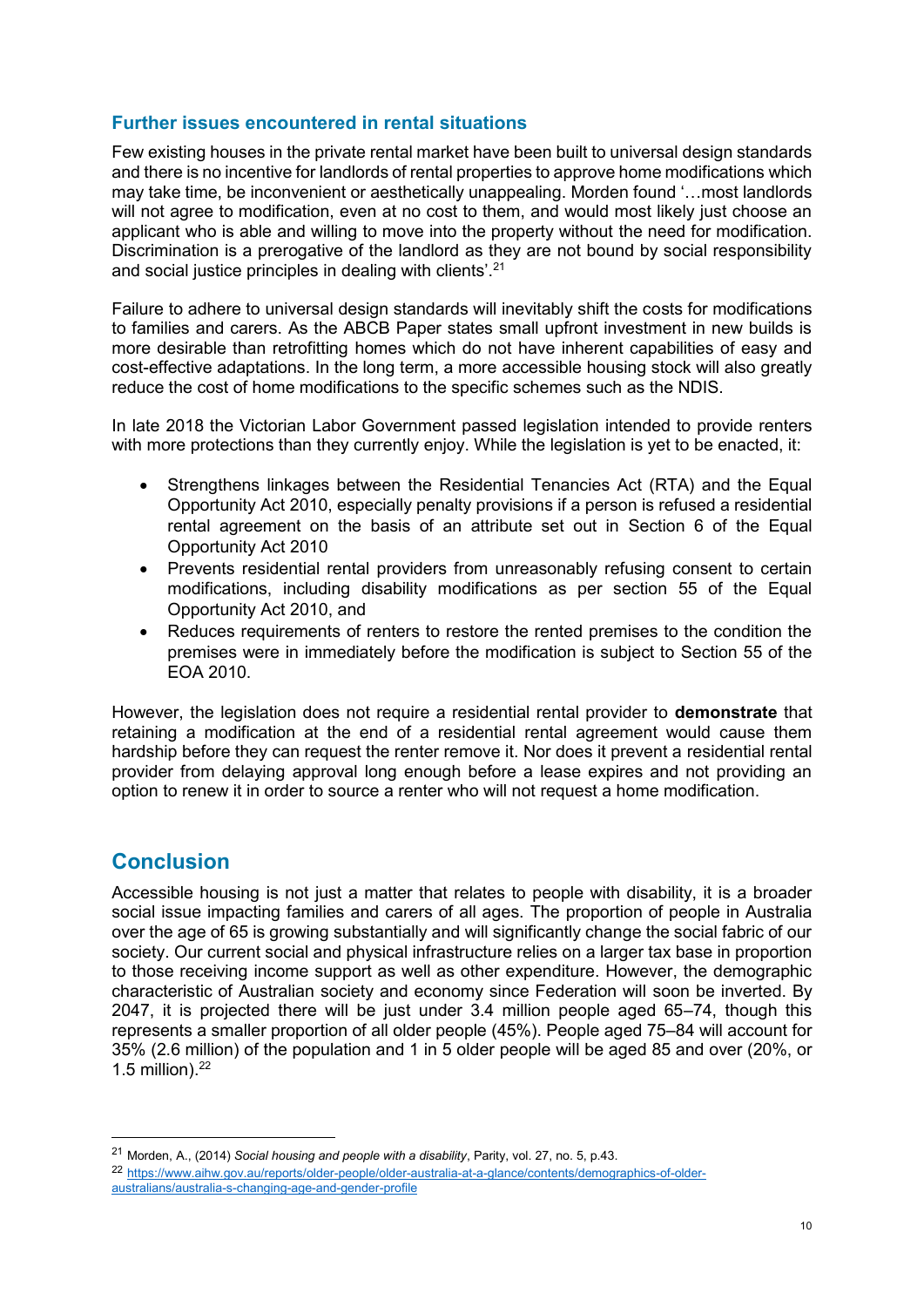### Further issues encountered in rental situations

Few existing houses in the private rental market have been built to universal design standards and there is no incentive for landlords of rental properties to approve home modifications which may take time, be inconvenient or aesthetically unappealing. Morden found '…most landlords will not agree to modification, even at no cost to them, and would most likely just choose an applicant who is able and willing to move into the property without the need for modification. Discrimination is a prerogative of the landlord as they are not bound by social responsibility and social justice principles in dealing with clients'.[21]

Failure to adhere to universal design standards will inevitably shift the costs for modifications to families and carers. As the ABCB Paper states small upfront investment in new builds is more desirable than retrofitting homes which do not have inherent capabilities of easy and cost-effective adaptations. In the long term, a more accessible housing stock will also greatly reduce the cost of home modifications to the specific schemes such as the NDIS.

In late 2018 the Victorian Labor Government passed legislation intended to provide renters with more protections than they currently enjoy. While the legislation is yet to be enacted, it:

- Strengthens linkages between the Residential Tenancies Act (RTA) and the Equal Opportunity Act 2010, especially penalty provisions if a person is refused a residential rental agreement on the basis of an attribute set out in Section 6 of the Equal Opportunity Act 2010
- Prevents residential rental providers from unreasonably refusing consent to certain modifications, including disability modifications as per section 55 of the Equal Opportunity Act 2010, and
- Reduces requirements of renters to restore the rented premises to the condition the premises were in immediately before the modification is subject to Section 55 of the EOA 2010.

However, the legislation does not require a residential rental provider to **demonstrate** that retaining a modification at the end of a residential rental agreement would cause them hardship before they can request the renter remove it. Nor does it prevent a residential rental provider from delaying approval long enough before a lease expires and not providing an option to renew it in order to source a renter who will not request a home modification.

## Conclusion

Accessible housing is not just a matter that relates to people with disability, it is a broader social issue impacting families and carers of all ages. The proportion of people in Australia over the age of 65 is growing substantially and will significantly change the social fabric of our society. Our current social and physical infrastructure relies on a larger tax base in proportion to those receiving income support as well as other expenditure. However, the demographic characteristic of Australian society and economy since Federation will soon be inverted. By 2047, it is projected there will be just under 3.4 million people aged 65–74, though this represents a smaller proportion of all older people (45%). People aged 75–84 will account for 35% (2.6 million) of the population and 1 in 5 older people will be aged 85 and over (20%, or 1.5 million).[22]

---

[21] Morden, A., (2014) *Social housing and people with a disability*, Parity, vol. 27, no. 5, p.43.

[22] https://www.aihw.gov.au/reports/older-people/older-australia-at-a-glance/contents/demographics-of-older-australians/australia-s-changing-age-and-gender-profile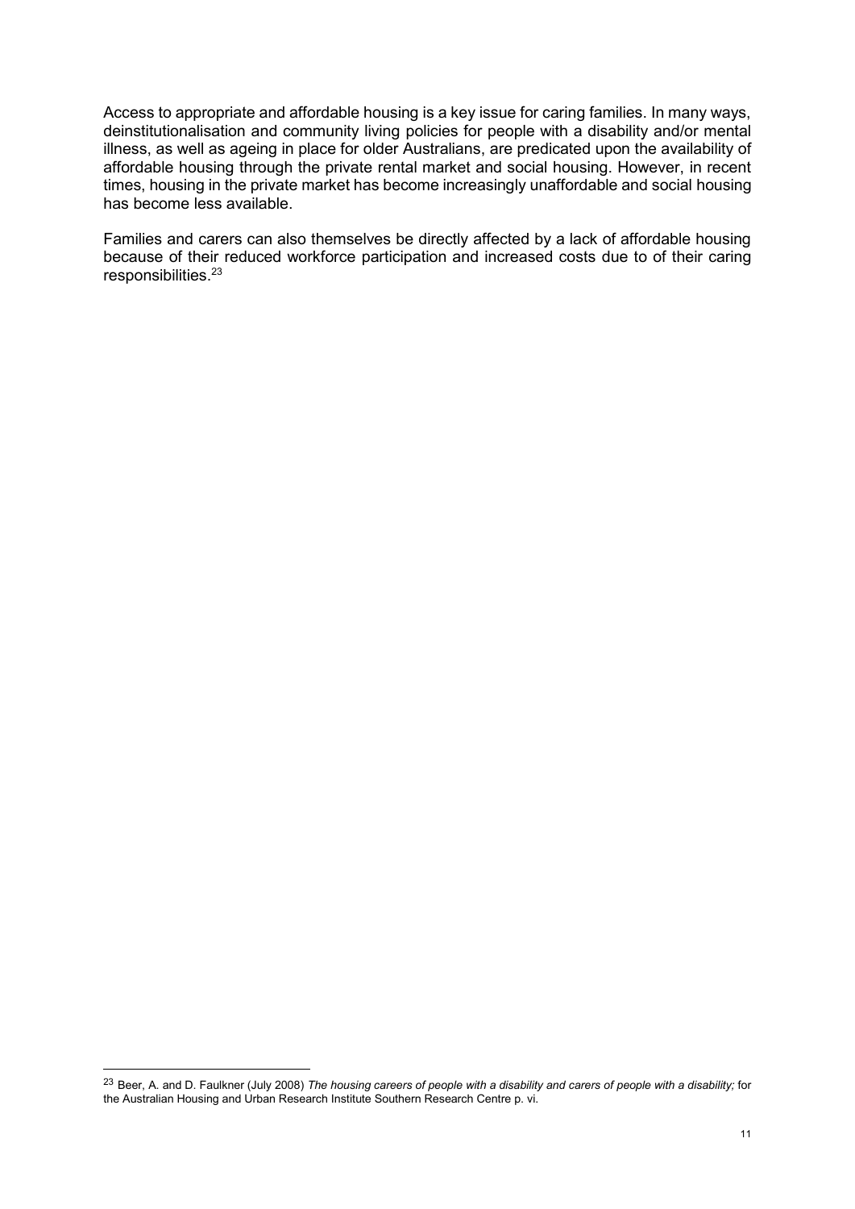Access to appropriate and affordable housing is a key issue for caring families. In many ways, deinstitutionalisation and community living policies for people with a disability and/or mental illness, as well as ageing in place for older Australians, are predicated upon the availability of affordable housing through the private rental market and social housing. However, in recent times, housing in the private market has become increasingly unaffordable and social housing has become less available.

Families and carers can also themselves be directly affected by a lack of affordable housing because of their reduced workforce participation and increased costs due to of their caring responsibilities.[23]

---

[23] Beer, A. and D. Faulkner (July 2008) *The housing careers of people with a disability and carers of people with a disability;* for the Australian Housing and Urban Research Institute Southern Research Centre p. vi.